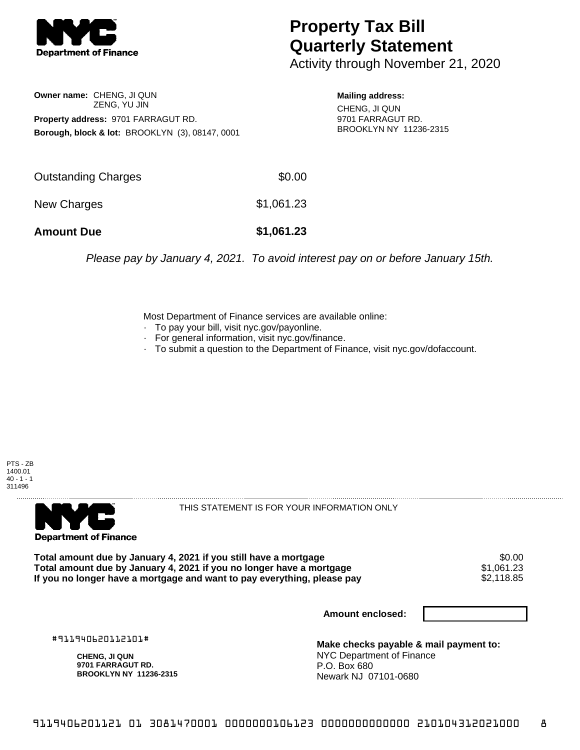NYC Department of Finance

# Property Tax Bill Quarterly Statement

Activity through November 21, 2020

**Owner name:** CHENG, JI QUN
ZENG, YU JIN

**Property address:** 9701 FARRAGUT RD.

**Borough, block & lot:** BROOKLYN (3), 08147, 0001

**Mailing address:**
CHENG, JI QUN
9701 FARRAGUT RD.
BROOKLYN NY 11236-2315

| | |
|---|---|
| Outstanding Charges | $0.00 |
| New Charges | $1,061.23 |
| **Amount Due** | **$1,061.23** |

*Please pay by January 4, 2021. To avoid interest pay on or before January 15th.*

Most Department of Finance services are available online:

- To pay your bill, visit nyc.gov/payonline.
- For general information, visit nyc.gov/finance.
- To submit a question to the Department of Finance, visit nyc.gov/dofaccount.

PTS - ZB
1400.01
40 - 1 - 1
311496

NYC Department of Finance

THIS STATEMENT IS FOR YOUR INFORMATION ONLY

| | |
|---|---|
| **Total amount due by January 4, 2021 if you still have a mortgage** | $0.00 |
| **Total amount due by January 4, 2021 if you no longer have a mortgage** | $1,061.23 |
| **If you no longer have a mortgage and want to pay everything, please pay** | $2,118.85 |

**Amount enclosed:**

#911940620112101#

**CHENG, JI QUN**
**9701 FARRAGUT RD.**
**BROOKLYN NY 11236-2315**

**Make checks payable & mail payment to:**
NYC Department of Finance
P.O. Box 680
Newark NJ 07101-0680

9119406201121 01 3081470001 0000000106123 0000000000000 210104312021000 8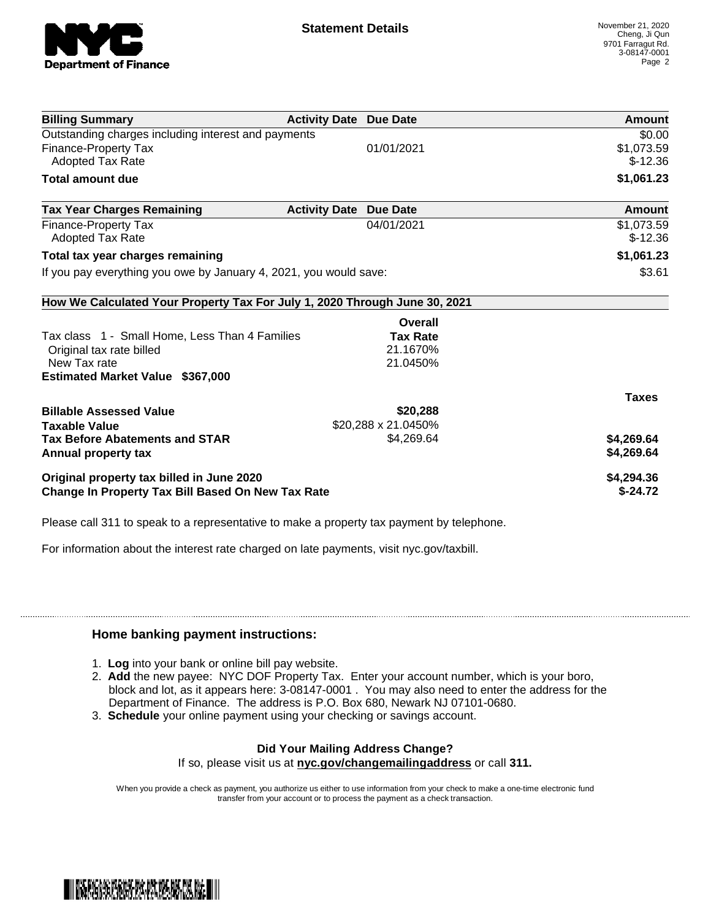# Statement Details

November 21, 2020
Cheng, Ji Qun
9701 Farragut Rd.
3-08147-0001

| Billing Summary | Activity Date | Due Date | Amount |
| --- | --- | --- | --- |
| Outstanding charges including interest and payments | | | $0.00 |
| Finance-Property Tax | | 01/01/2021 | $1,073.59 |
| Adopted Tax Rate | | | $-12.36 |
| **Total amount due** | | | **$1,061.23** |

| Tax Year Charges Remaining | Activity Date | Due Date | Amount |
| --- | --- | --- | --- |
| Finance-Property Tax | | 04/01/2021 | $1,073.59 |
| Adopted Tax Rate | | | $-12.36 |
| **Total tax year charges remaining** | | | **$1,061.23** |
| If you pay everything you owe by January 4, 2021, you would save: | | | $3.61 |

**How We Calculated Your Property Tax For July 1, 2020 Through June 30, 2021**

| | Overall Tax Rate | Taxes |
| --- | --- | --- |
| Tax class 1 - Small Home, Less Than 4 Families | | |
| Original tax rate billed | 21.1670% | |
| New Tax rate | 21.0450% | |
| **Estimated Market Value $367,000** | | |
| **Billable Assessed Value** | **$20,288** | |
| **Taxable Value** | $20,288 x 21.0450% | |
| **Tax Before Abatements and STAR** | $4,269.64 | **$4,269.64** |
| **Annual property tax** | | **$4,269.64** |
| **Original property tax billed in June 2020** | | **$4,294.36** |
| **Change In Property Tax Bill Based On New Tax Rate** | | **$-24.72** |

Please call 311 to speak to a representative to make a property tax payment by telephone.

For information about the interest rate charged on late payments, visit nyc.gov/taxbill.

## Home banking payment instructions:

1. **Log** into your bank or online bill pay website.
2. **Add** the new payee: NYC DOF Property Tax. Enter your account number, which is your boro, block and lot, as it appears here: 3-08147-0001 . You may also need to enter the address for the Department of Finance. The address is P.O. Box 680, Newark NJ 07101-0680.
3. **Schedule** your online payment using your checking or savings account.

**Did Your Mailing Address Change?**

If so, please visit us at **nyc.gov/changemailingaddress** or call **311.**

When you provide a check as payment, you authorize us either to use information from your check to make a one-time electronic fund transfer from your account or to process the payment as a check transaction.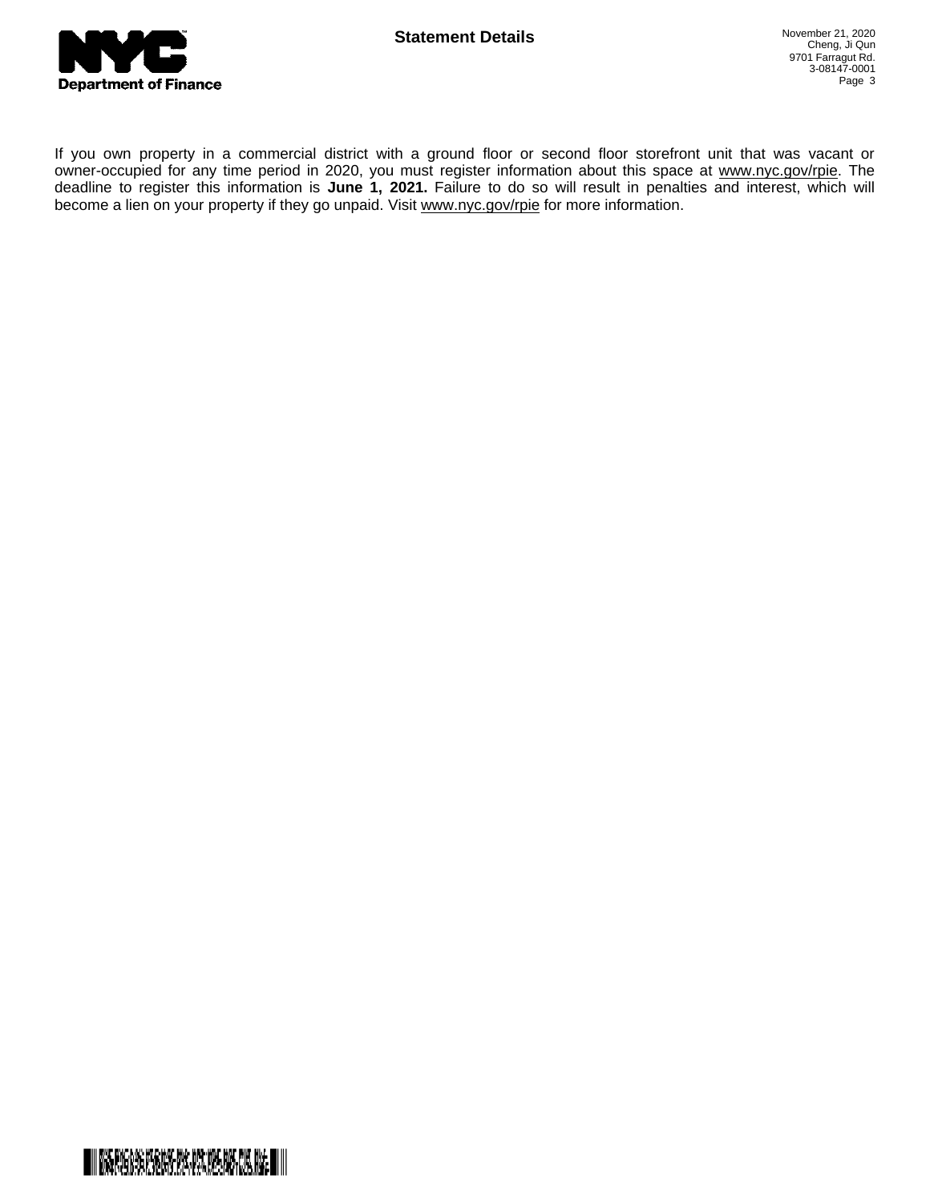If you own property in a commercial district with a ground floor or second floor storefront unit that was vacant or owner-occupied for any time period in 2020, you must register information about this space at www.nyc.gov/rpie. The deadline to register this information is **June 1, 2021.** Failure to do so will result in penalties and interest, which will become a lien on your property if they go unpaid. Visit www.nyc.gov/rpie for more information.